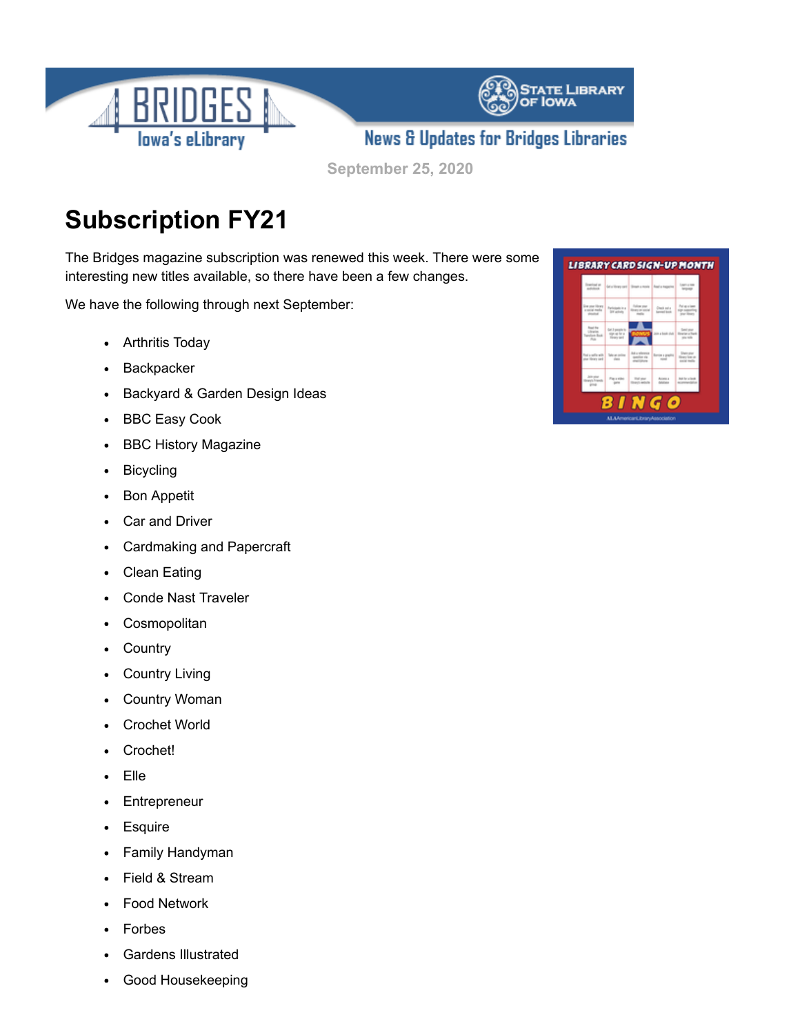News & Updates for Bridges Libraries

September 25, 2020

# Subscription FY21

The Bridges magazine subscription was renewed this week. There were some interesting new titles available, so there have been a few changes.

We have the following through next September:

- Arthritis Today
- Backpacker
- Backyard & Garden Design Ideas
- BBC Easy Cook
- BBC History Magazine
- Bicycling
- Bon Appetit
- Car and Driver
- Cardmaking and Papercraft
- Clean Eating
- Conde Nast Traveler
- Cosmopolitan
- Country
- Country Living
- Country Woman
- Crochet World
- Crochet!
- Elle
- Entrepreneur
- Esquire
- Family Handyman
- Field & Stream
- Food Network
- Forbes
- Gardens Illustrated
- Good Housekeeping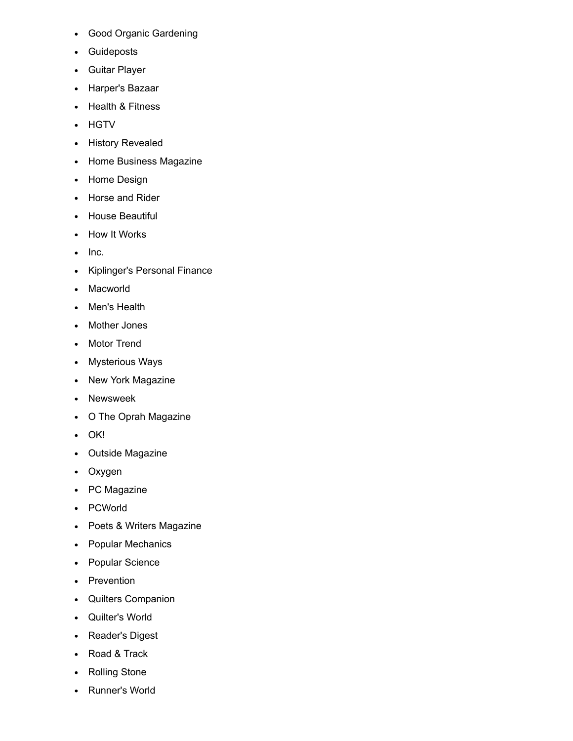- Good Organic Gardening
- Guideposts
- Guitar Player
- Harper's Bazaar
- Health & Fitness
- HGTV
- History Revealed
- Home Business Magazine
- Home Design
- Horse and Rider
- House Beautiful
- How It Works
- Inc.
- Kiplinger's Personal Finance
- Macworld
- Men's Health
- Mother Jones
- Motor Trend
- Mysterious Ways
- New York Magazine
- Newsweek
- O The Oprah Magazine
- OK!
- Outside Magazine
- Oxygen
- PC Magazine
- PCWorld
- Poets & Writers Magazine
- Popular Mechanics
- Popular Science
- Prevention
- Quilters Companion
- Quilter's World
- Reader's Digest
- Road & Track
- Rolling Stone
- Runner's World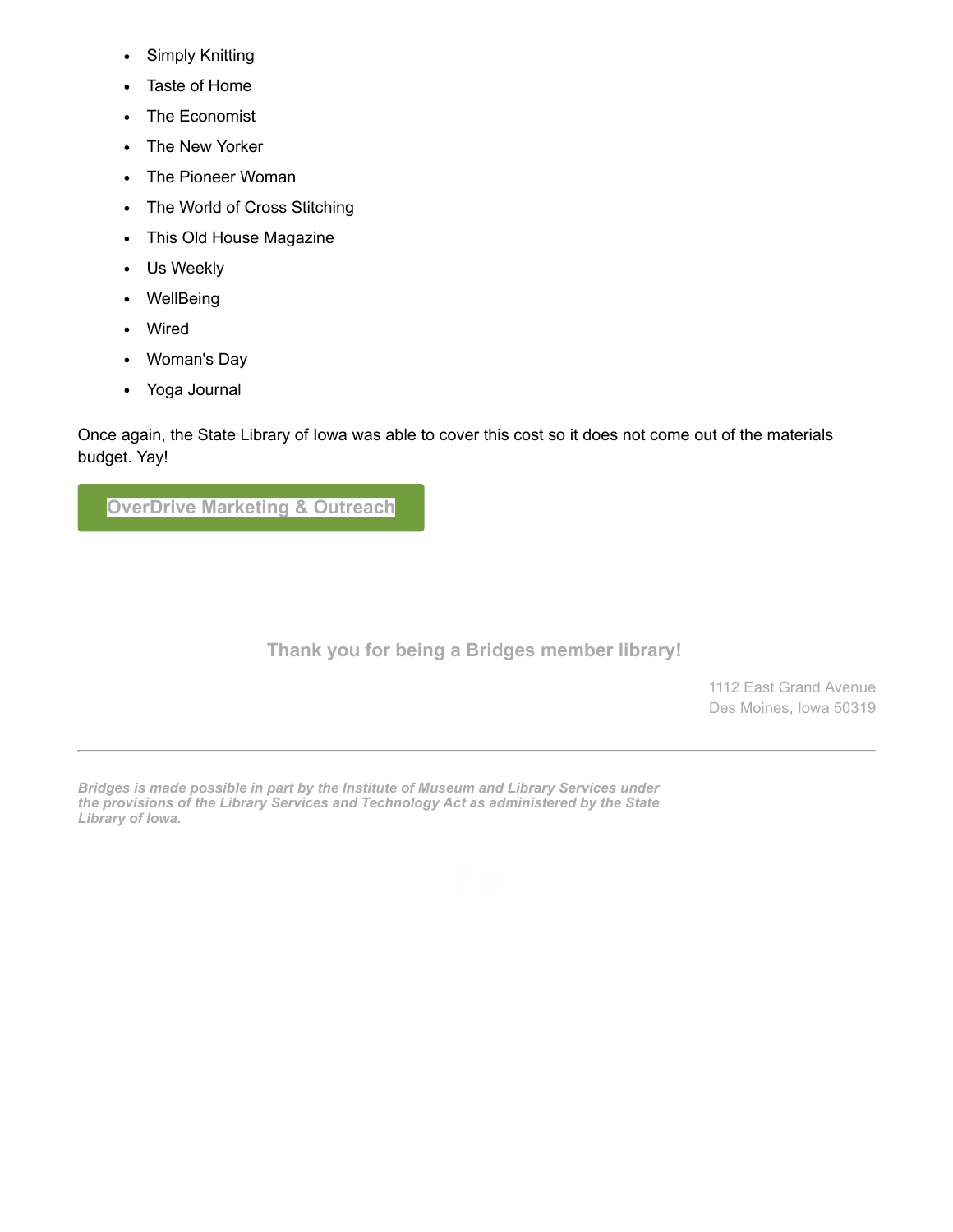- Simply Knitting
- Taste of Home
- The Economist
- The New Yorker
- The Pioneer Woman
- The World of Cross Stitching
- This Old House Magazine
- Us Weekly
- WellBeing
- Wired
- Woman's Day
- Yoga Journal

Once again, the State Library of Iowa was able to cover this cost so it does not come out of the materials budget. Yay!

**OverDrive Marketing & Outreach**

**Thank you for being a Bridges member library!**

1112 East Grand Avenue
Des Moines, Iowa 50319

---

***Bridges is made possible in part by the Institute of Museum and Library Services under the provisions of the Library Services and Technology Act as administered by the State Library of Iowa.***